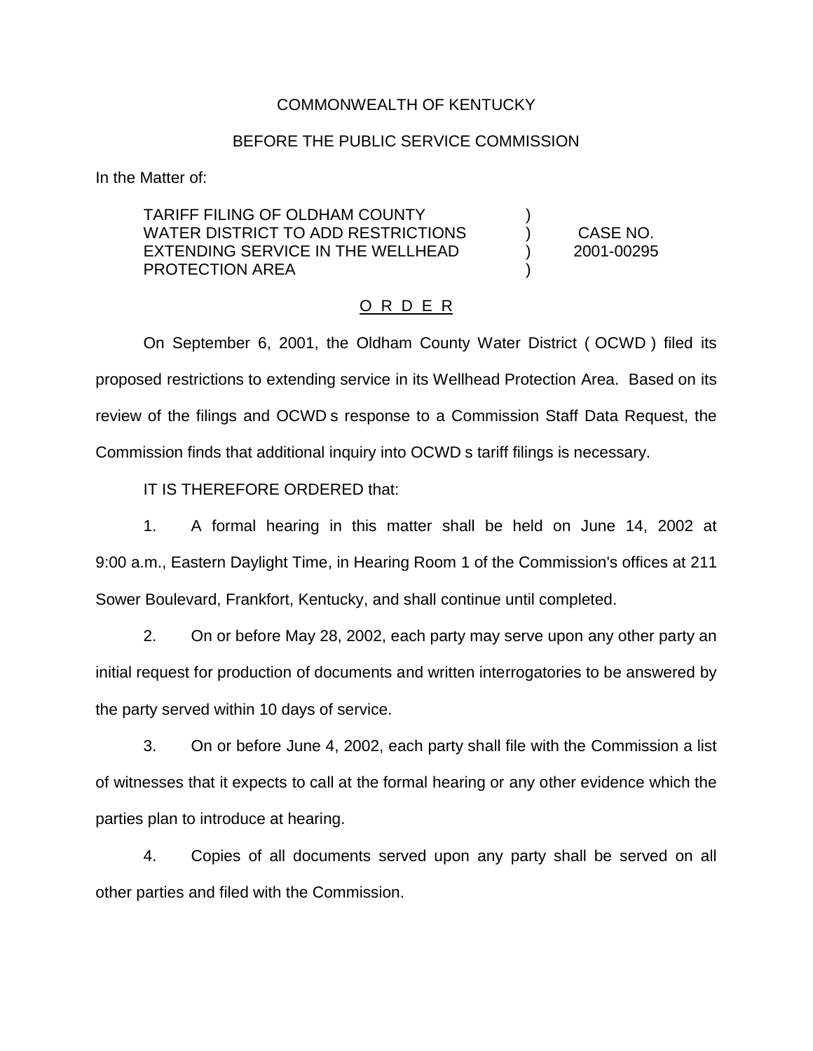COMMONWEALTH OF KENTUCKY

BEFORE THE PUBLIC SERVICE COMMISSION

In the Matter of:

| | | |
|---|---|---|
| TARIFF FILING OF OLDHAM COUNTY WATER DISTRICT TO ADD RESTRICTIONS EXTENDING SERVICE IN THE WELLHEAD PROTECTION AREA | ) ) ) ) | CASE NO. 2001-00295 |

O R D E R

On September 6, 2001, the Oldham County Water District ( OCWD ) filed its proposed restrictions to extending service in its Wellhead Protection Area. Based on its review of the filings and OCWD s response to a Commission Staff Data Request, the Commission finds that additional inquiry into OCWD s tariff filings is necessary.

IT IS THEREFORE ORDERED that:

1. A formal hearing in this matter shall be held on June 14, 2002 at 9:00 a.m., Eastern Daylight Time, in Hearing Room 1 of the Commission's offices at 211 Sower Boulevard, Frankfort, Kentucky, and shall continue until completed.

2. On or before May 28, 2002, each party may serve upon any other party an initial request for production of documents and written interrogatories to be answered by the party served within 10 days of service.

3. On or before June 4, 2002, each party shall file with the Commission a list of witnesses that it expects to call at the formal hearing or any other evidence which the parties plan to introduce at hearing.

4. Copies of all documents served upon any party shall be served on all other parties and filed with the Commission.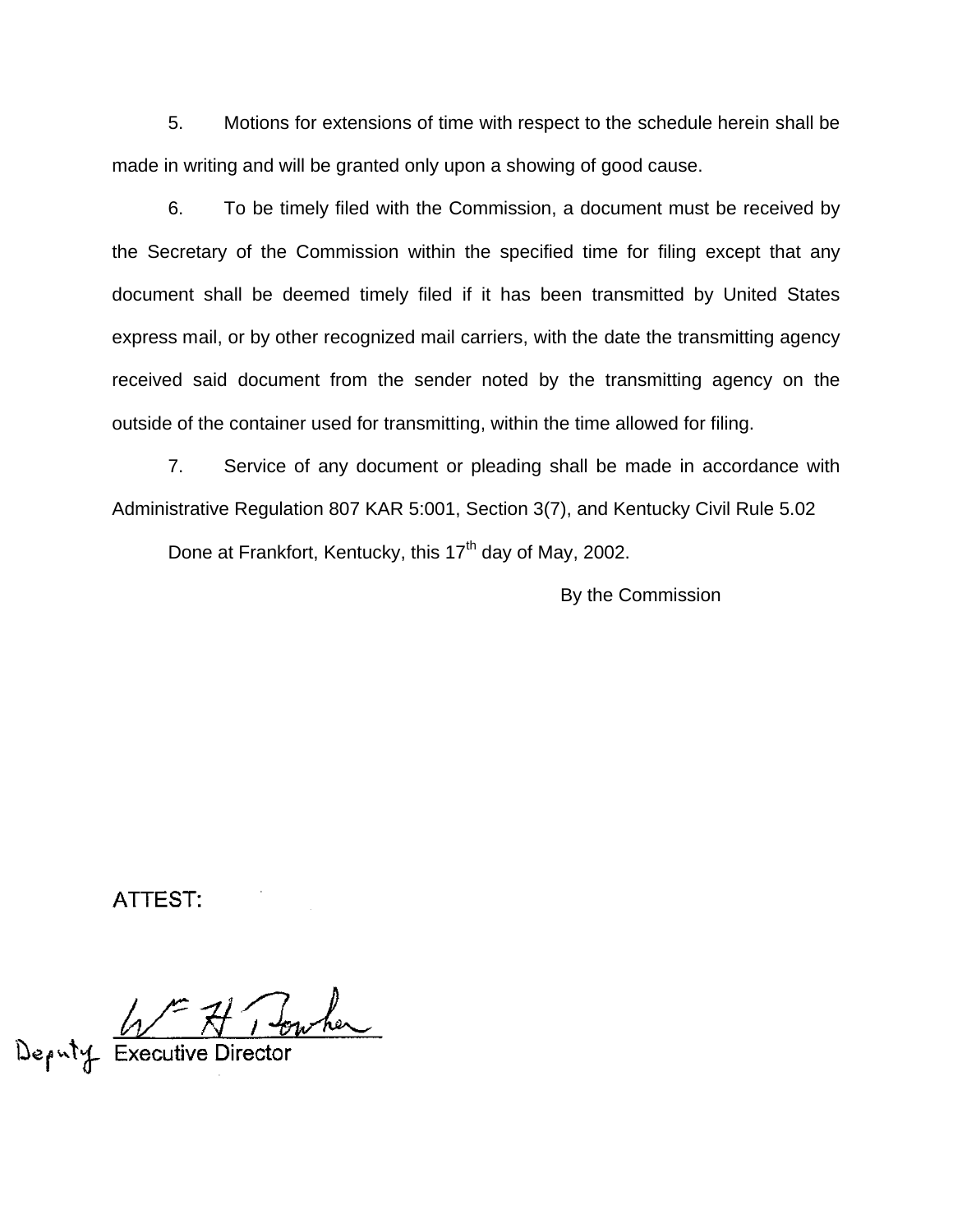5. Motions for extensions of time with respect to the schedule herein shall be made in writing and will be granted only upon a showing of good cause.

6. To be timely filed with the Commission, a document must be received by the Secretary of the Commission within the specified time for filing except that any document shall be deemed timely filed if it has been transmitted by United States express mail, or by other recognized mail carriers, with the date the transmitting agency received said document from the sender noted by the transmitting agency on the outside of the container used for transmitting, within the time allowed for filing.

7. Service of any document or pleading shall be made in accordance with Administrative Regulation 807 KAR 5:001, Section 3(7), and Kentucky Civil Rule 5.02

Done at Frankfort, Kentucky, this 17th day of May, 2002.

By the Commission

ATTEST:

Wm H Bowker

Deputy Executive Director